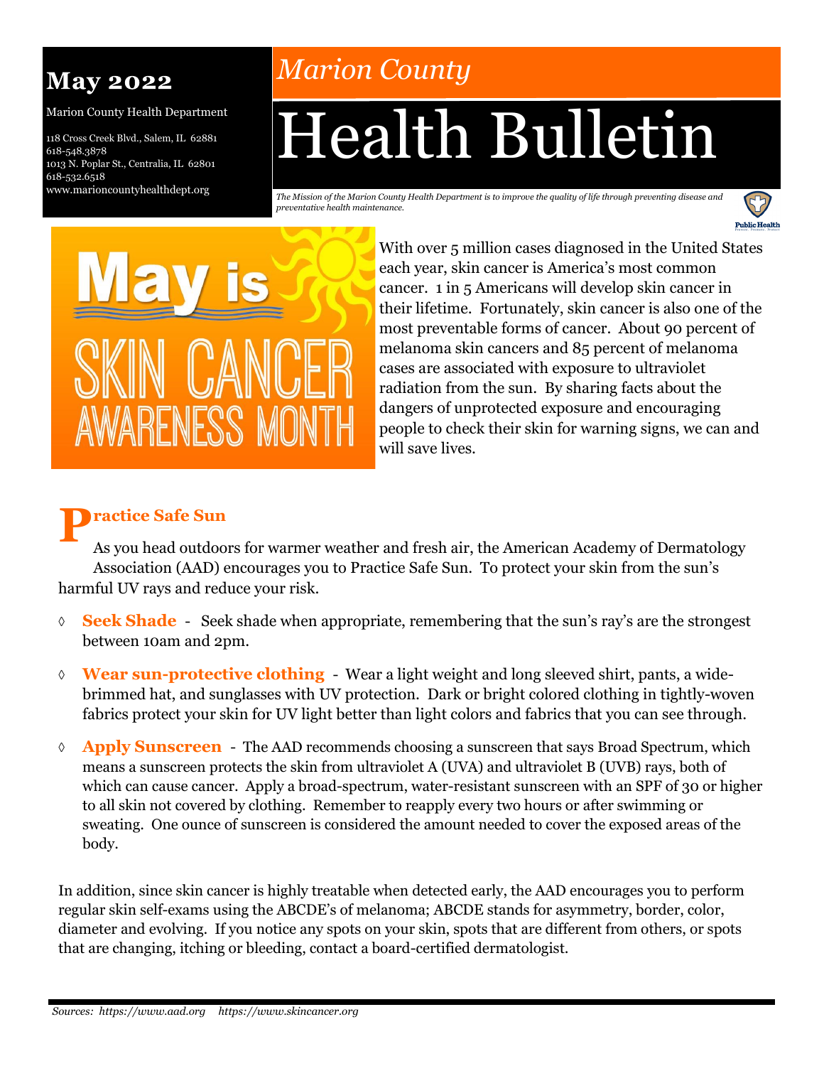**May 2022**

Marion County Health Department

118 Cross Creek Blvd., Salem, IL 62881
618-548.3878
1013 N. Poplar St., Centralia, IL 62801
618-532.6518
www.marioncountyhealthdept.org

*Marion County*

# Health Bulletin

*The Mission of the Marion County Health Department is to improve the quality of life through preventing disease and preventative health maintenance.*

## May is SKIN CANCER AWARENESS MONTH

With over 5 million cases diagnosed in the United States each year, skin cancer is America's most common cancer. 1 in 5 Americans will develop skin cancer in their lifetime. Fortunately, skin cancer is also one of the most preventable forms of cancer. About 90 percent of melanoma skin cancers and 85 percent of melanoma cases are associated with exposure to ultraviolet radiation from the sun. By sharing facts about the dangers of unprotected exposure and encouraging people to check their skin for warning signs, we can and will save lives.

## Practice Safe Sun

As you head outdoors for warmer weather and fresh air, the American Academy of Dermatology Association (AAD) encourages you to Practice Safe Sun. To protect your skin from the sun's harmful UV rays and reduce your risk.

- **Seek Shade** - Seek shade when appropriate, remembering that the sun's ray's are the strongest between 10am and 2pm.
- **Wear sun-protective clothing** - Wear a light weight and long sleeved shirt, pants, a wide-brimmed hat, and sunglasses with UV protection. Dark or bright colored clothing in tightly-woven fabrics protect your skin for UV light better than light colors and fabrics that you can see through.
- **Apply Sunscreen** - The AAD recommends choosing a sunscreen that says Broad Spectrum, which means a sunscreen protects the skin from ultraviolet A (UVA) and ultraviolet B (UVB) rays, both of which can cause cancer. Apply a broad-spectrum, water-resistant sunscreen with an SPF of 30 or higher to all skin not covered by clothing. Remember to reapply every two hours or after swimming or sweating. One ounce of sunscreen is considered the amount needed to cover the exposed areas of the body.

In addition, since skin cancer is highly treatable when detected early, the AAD encourages you to perform regular skin self-exams using the ABCDE's of melanoma; ABCDE stands for asymmetry, border, color, diameter and evolving. If you notice any spots on your skin, spots that are different from others, or spots that are changing, itching or bleeding, contact a board-certified dermatologist.

*Sources: https://www.aad.org https://www.skincancer.org*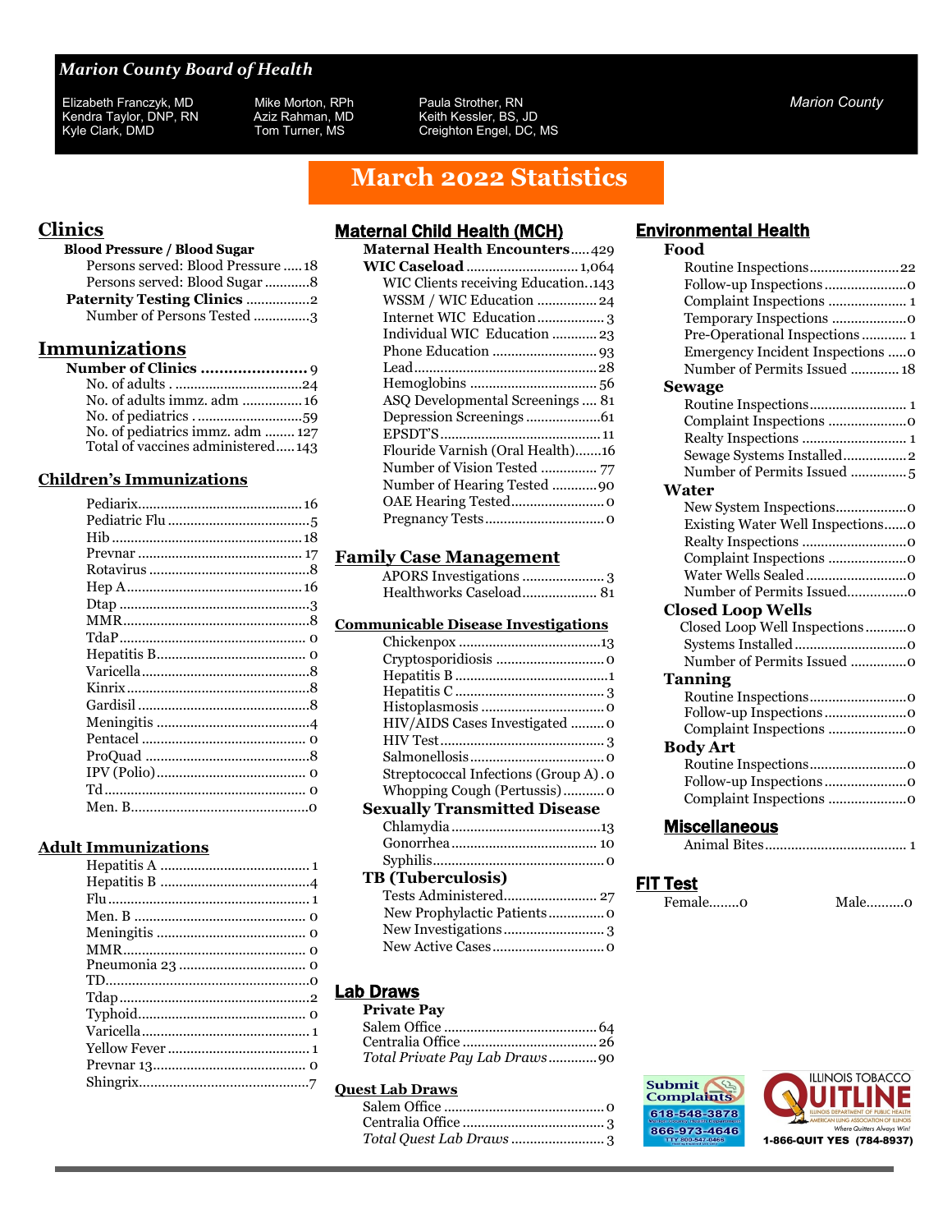## Marion County Board of Health

Elizabeth Franczyk, MD
Kendra Taylor, DNP, RN
Kyle Clark, DMD

Mike Morton, RPh
Aziz Rahman, MD
Tom Turner, MS

Paula Strother, RN
Keith Kessler, BS, JD
Creighton Engel, DC, MS

*Marion County*

# March 2022 Statistics

## Clinics

**Blood Pressure / Blood Sugar**

- Persons served: Blood Pressure ..... 18
- Persons served: Blood Sugar ............ 8

**Paternity Testing Clinics** ................. 2

- Number of Persons Tested .............. 3

## Immunizations

**Number of Clinics** ...................... 9

- No. of adults .................................. 24
- No. of adults immz. adm ................ 16
- No. of pediatrics .............................. 59
- No. of pediatrics immz. adm ........ 127
- Total of vaccines administered ..... 143

### Children's Immunizations

- Pediarix ............................................ 16
- Pediatric Flu ...................................... 5
- Hib ................................................... 18
- Prevnar ............................................ 17
- Rotavirus ........................................... 8
- Hep A ............................................... 16
- Dtap ................................................... 3
- MMR .................................................. 8
- TdaP .................................................. 0
- Hepatitis B ........................................ 0
- Varicella ............................................. 8
- Kinrix ................................................. 8
- Gardisil .............................................. 8
- Meningitis .......................................... 4
- Pentacel ............................................ 0
- ProQuad ............................................ 8
- IPV (Polio) ........................................ 0
- Td ...................................................... 0
- Men. B ............................................... 0

### Adult Immunizations

- Hepatitis A ........................................ 1
- Hepatitis B ........................................ 4
- Flu ...................................................... 1
- Men. B ............................................... 0
- Meningitis .......................................... 0
- MMR .................................................. 0
- Pneumonia 23 .................................. 0
- TD ...................................................... 0
- Tdap ................................................... 2
- Typhoid .............................................. 0
- Varicella ............................................. 1
- Yellow Fever ...................................... 1
- Prevnar 13 ......................................... 0
- Shingrix .............................................. 7

## Maternal Child Health (MCH)

**Maternal Health Encounters** ..... 429

**WIC Caseload** ............................. 1,064

- WIC Clients receiving Education .. 143
- WSSM / WIC Education ................ 24
- Internet WIC Education ................. 3
- Individual WIC Education ............ 23
- Phone Education ............................ 93
- Lead ................................................. 28
- Hemoglobins .................................. 56
- ASQ Developmental Screenings .... 81
- Depression Screenings .................... 61
- EPSDT'S ........................................... 11
- Flouride Varnish (Oral Health) ....... 16
- Number of Vision Tested ............... 77
- Number of Hearing Tested ............ 90
- OAE Hearing Tested ......................... 0
- Pregnancy Tests ............................... 0

## Family Case Management

- APORS Investigations ...................... 3
- Healthworks Caseload .................... 81

### Communicable Disease Investigations

- Chickenpox ...................................... 13
- Cryptosporidiosis ............................. 0
- Hepatitis B ........................................ 1
- Hepatitis C ........................................ 3
- Histoplasmosis ................................. 0
- HIV/AIDS Cases Investigated ......... 0
- HIV Test ............................................ 3
- Salmonellosis .................................... 0
- Streptococcal Infections (Group A) . 0
- Whopping Cough (Pertussis) ........... 0

**Sexually Transmitted Disease**

- Chlamydia ........................................ 13
- Gonorrhea ........................................ 10
- Syphilis .............................................. 0

**TB (Tuberculosis)**

- Tests Administered ......................... 27
- New Prophylactic Patients .............. 0
- New Investigations ........................... 3
- New Active Cases .............................. 0

## Lab Draws

**Private Pay**

- Salem Office ......................................... 64
- Centralia Office .................................... 26
- *Total Private Pay Lab Draws* ............ 90

### Quest Lab Draws

- Salem Office ........................................... 0
- Centralia Office ...................................... 3
- *Total Quest Lab Draws* ......................... 3

## Environmental Health

**Food**

- Routine Inspections ........................ 22
- Follow-up Inspections ...................... 0
- Complaint Inspections ..................... 1
- Temporary Inspections ..................... 0
- Pre-Operational Inspections ............ 1
- Emergency Incident Inspections ..... 0
- Number of Permits Issued ............. 18

**Sewage**

- Routine Inspections .......................... 1
- Complaint Inspections ...................... 0
- Realty Inspections ............................. 1
- Sewage Systems Installed ................. 2
- Number of Permits Issued ............... 5

**Water**

- New System Inspections ................... 0
- Existing Water Well Inspections ...... 0
- Realty Inspections ............................. 0
- Complaint Inspections ...................... 0
- Water Wells Sealed ........................... 0
- Number of Permits Issued ................ 0

**Closed Loop Wells**

- Closed Loop Well Inspections ........... 0
- Systems Installed .............................. 0
- Number of Permits Issued ............... 0

**Tanning**

- Routine Inspections .......................... 0
- Follow-up Inspections ...................... 0
- Complaint Inspections ...................... 0

**Body Art**

- Routine Inspections .......................... 0
- Follow-up Inspections ...................... 0
- Complaint Inspections ...................... 0

### Miscellaneous

- Animal Bites ...................................... 1

## FIT Test

Female........0 Male..........0

Submit Complaints
618-548-3878
866-973-4646

ILLINOIS TOBACCO QUITLINE
1-866-QUIT YES (784-8937)